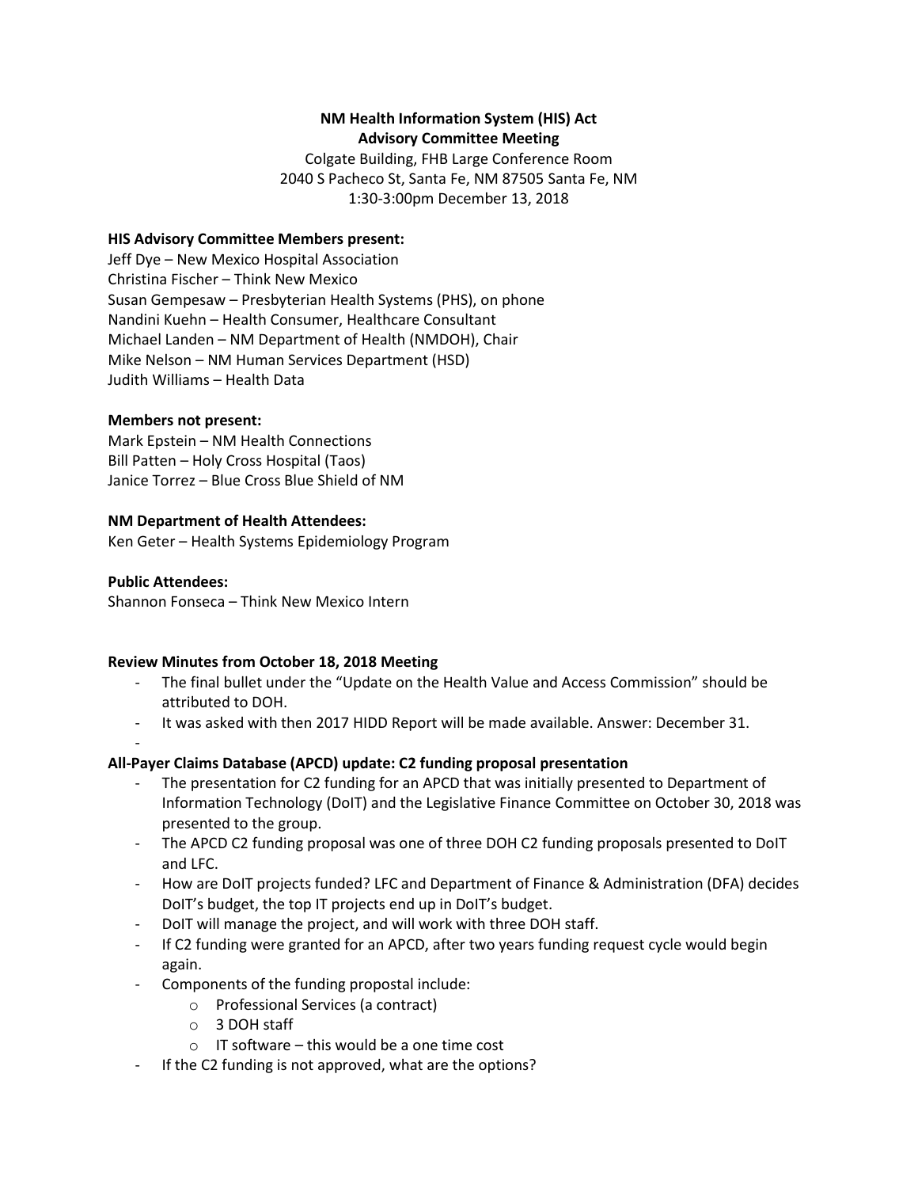**NM Health Information System (HIS) Act**
**Advisory Committee Meeting**

Colgate Building, FHB Large Conference Room
2040 S Pacheco St, Santa Fe, NM 87505 Santa Fe, NM
1:30-3:00pm December 13, 2018

**HIS Advisory Committee Members present:**
Jeff Dye – New Mexico Hospital Association
Christina Fischer – Think New Mexico
Susan Gempesaw – Presbyterian Health Systems (PHS), on phone
Nandini Kuehn – Health Consumer, Healthcare Consultant
Michael Landen – NM Department of Health (NMDOH), Chair
Mike Nelson – NM Human Services Department (HSD)
Judith Williams – Health Data

**Members not present:**
Mark Epstein – NM Health Connections
Bill Patten – Holy Cross Hospital (Taos)
Janice Torrez – Blue Cross Blue Shield of NM

**NM Department of Health Attendees:**
Ken Geter – Health Systems Epidemiology Program

**Public Attendees:**
Shannon Fonseca – Think New Mexico Intern

**Review Minutes from October 18, 2018 Meeting**

- The final bullet under the "Update on the Health Value and Access Commission" should be attributed to DOH.
- It was asked with then 2017 HIDD Report will be made available. Answer: December 31.
-

**All-Payer Claims Database (APCD) update: C2 funding proposal presentation**

- The presentation for C2 funding for an APCD that was initially presented to Department of Information Technology (DoIT) and the Legislative Finance Committee on October 30, 2018 was presented to the group.
- The APCD C2 funding proposal was one of three DOH C2 funding proposals presented to DoIT and LFC.
- How are DoIT projects funded? LFC and Department of Finance & Administration (DFA) decides DoIT's budget, the top IT projects end up in DoIT's budget.
- DoIT will manage the project, and will work with three DOH staff.
- If C2 funding were granted for an APCD, after two years funding request cycle would begin again.
- Components of the funding propostal include:
  - Professional Services (a contract)
  - 3 DOH staff
  - IT software – this would be a one time cost
- If the C2 funding is not approved, what are the options?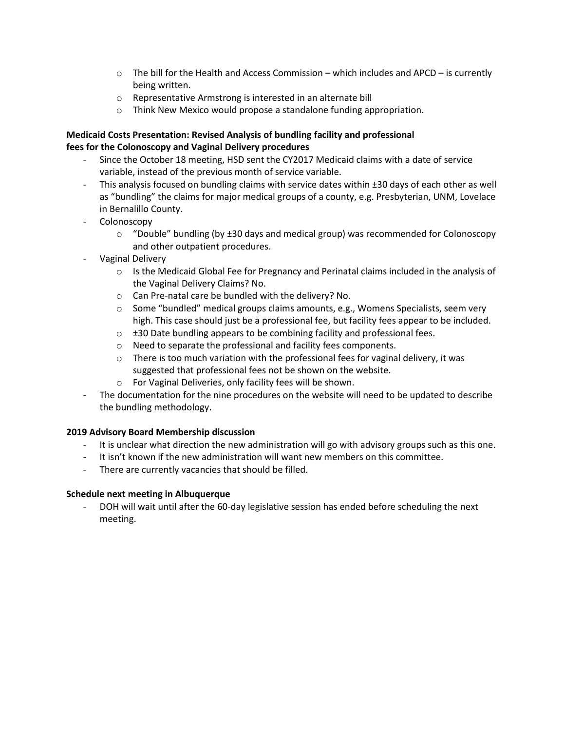- The bill for the Health and Access Commission – which includes and APCD – is currently being written.
  - Representative Armstrong is interested in an alternate bill
  - Think New Mexico would propose a standalone funding appropriation.

**Medicaid Costs Presentation: Revised Analysis of bundling facility and professional fees for the Colonoscopy and Vaginal Delivery procedures**

- Since the October 18 meeting, HSD sent the CY2017 Medicaid claims with a date of service variable, instead of the previous month of service variable.
- This analysis focused on bundling claims with service dates within ±30 days of each other as well as "bundling" the claims for major medical groups of a county, e.g. Presbyterian, UNM, Lovelace in Bernalillo County.
- Colonoscopy
  - "Double" bundling (by ±30 days and medical group) was recommended for Colonoscopy and other outpatient procedures.
- Vaginal Delivery
  - Is the Medicaid Global Fee for Pregnancy and Perinatal claims included in the analysis of the Vaginal Delivery Claims? No.
  - Can Pre-natal care be bundled with the delivery? No.
  - Some "bundled" medical groups claims amounts, e.g., Womens Specialists, seem very high. This case should just be a professional fee, but facility fees appear to be included.
  - ±30 Date bundling appears to be combining facility and professional fees.
  - Need to separate the professional and facility fees components.
  - There is too much variation with the professional fees for vaginal delivery, it was suggested that professional fees not be shown on the website.
  - For Vaginal Deliveries, only facility fees will be shown.
- The documentation for the nine procedures on the website will need to be updated to describe the bundling methodology.

**2019 Advisory Board Membership discussion**

- It is unclear what direction the new administration will go with advisory groups such as this one.
- It isn't known if the new administration will want new members on this committee.
- There are currently vacancies that should be filled.

**Schedule next meeting in Albuquerque**

- DOH will wait until after the 60-day legislative session has ended before scheduling the next meeting.